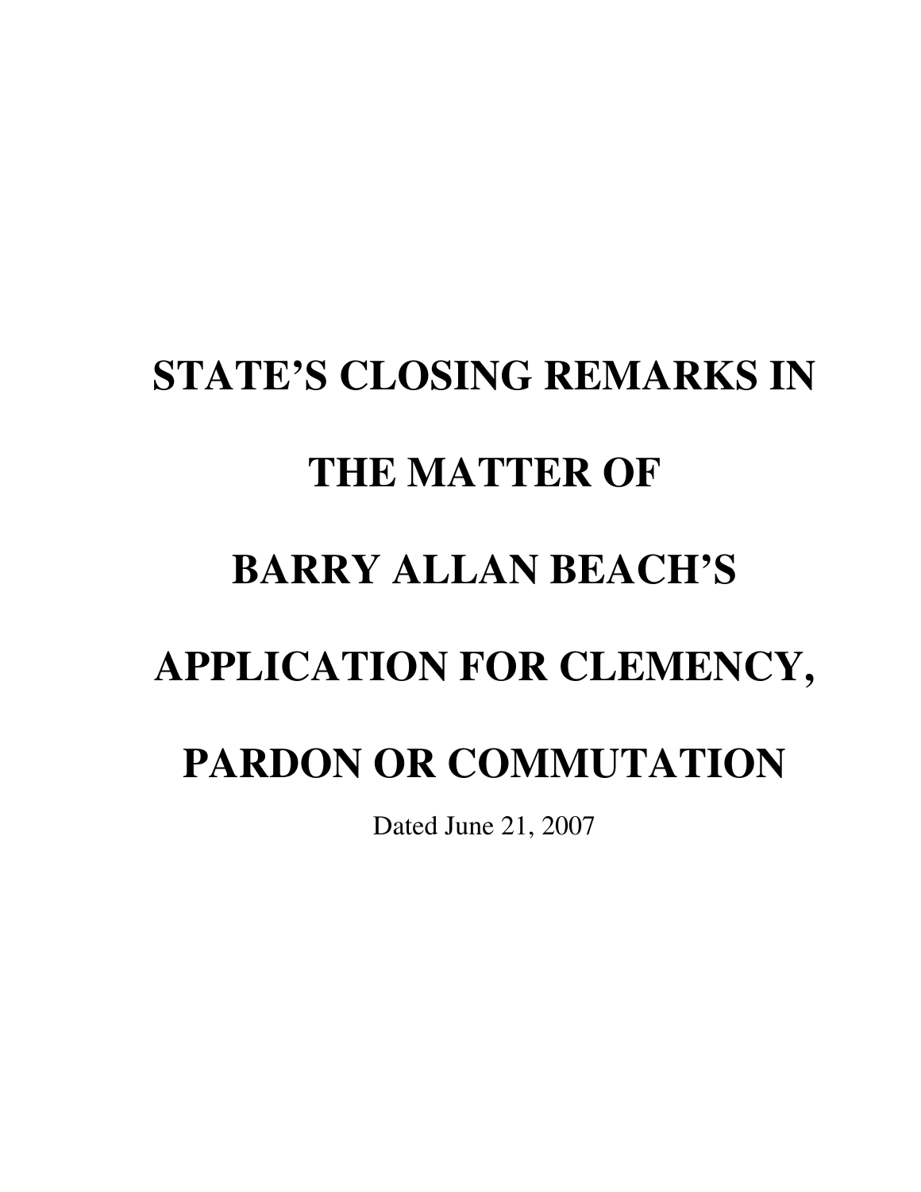# STATE'S CLOSING REMARKS IN THE MATTER OF BARRY ALLAN BEACH'S APPLICATION FOR CLEMENCY, PARDON OR COMMUTATION

Dated June 21, 2007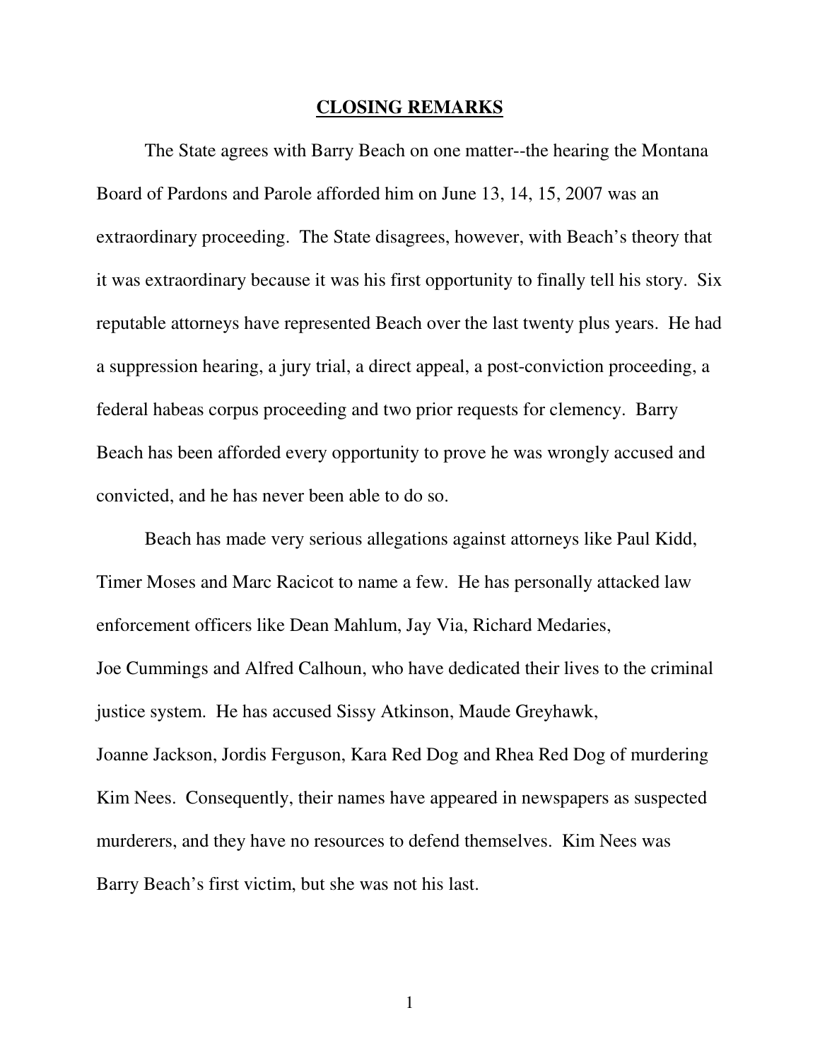## CLOSING REMARKS

The State agrees with Barry Beach on one matter--the hearing the Montana Board of Pardons and Parole afforded him on June 13, 14, 15, 2007 was an extraordinary proceeding. The State disagrees, however, with Beach's theory that it was extraordinary because it was his first opportunity to finally tell his story. Six reputable attorneys have represented Beach over the last twenty plus years. He had a suppression hearing, a jury trial, a direct appeal, a post-conviction proceeding, a federal habeas corpus proceeding and two prior requests for clemency. Barry Beach has been afforded every opportunity to prove he was wrongly accused and convicted, and he has never been able to do so.

Beach has made very serious allegations against attorneys like Paul Kidd, Timer Moses and Marc Racicot to name a few. He has personally attacked law enforcement officers like Dean Mahlum, Jay Via, Richard Medaries, Joe Cummings and Alfred Calhoun, who have dedicated their lives to the criminal justice system. He has accused Sissy Atkinson, Maude Greyhawk, Joanne Jackson, Jordis Ferguson, Kara Red Dog and Rhea Red Dog of murdering Kim Nees. Consequently, their names have appeared in newspapers as suspected murderers, and they have no resources to defend themselves. Kim Nees was Barry Beach's first victim, but she was not his last.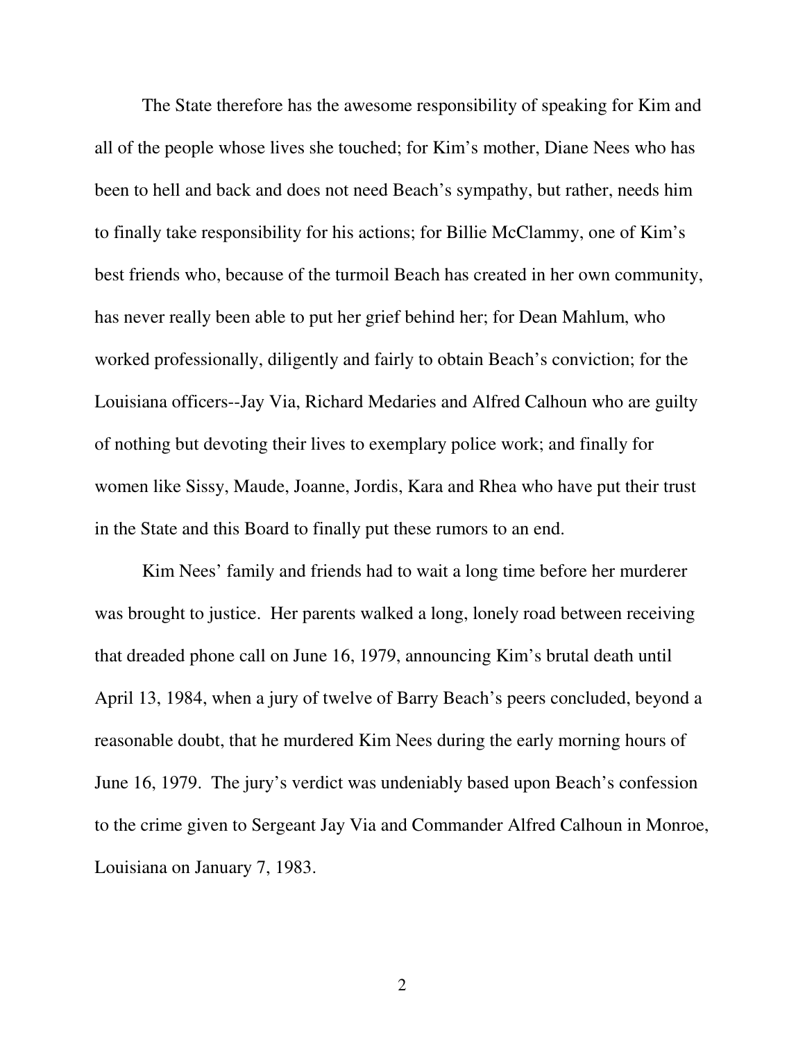The State therefore has the awesome responsibility of speaking for Kim and all of the people whose lives she touched; for Kim's mother, Diane Nees who has been to hell and back and does not need Beach's sympathy, but rather, needs him to finally take responsibility for his actions; for Billie McClammy, one of Kim's best friends who, because of the turmoil Beach has created in her own community, has never really been able to put her grief behind her; for Dean Mahlum, who worked professionally, diligently and fairly to obtain Beach's conviction; for the Louisiana officers--Jay Via, Richard Medaries and Alfred Calhoun who are guilty of nothing but devoting their lives to exemplary police work; and finally for women like Sissy, Maude, Joanne, Jordis, Kara and Rhea who have put their trust in the State and this Board to finally put these rumors to an end.

Kim Nees' family and friends had to wait a long time before her murderer was brought to justice. Her parents walked a long, lonely road between receiving that dreaded phone call on June 16, 1979, announcing Kim's brutal death until April 13, 1984, when a jury of twelve of Barry Beach's peers concluded, beyond a reasonable doubt, that he murdered Kim Nees during the early morning hours of June 16, 1979. The jury's verdict was undeniably based upon Beach's confession to the crime given to Sergeant Jay Via and Commander Alfred Calhoun in Monroe, Louisiana on January 7, 1983.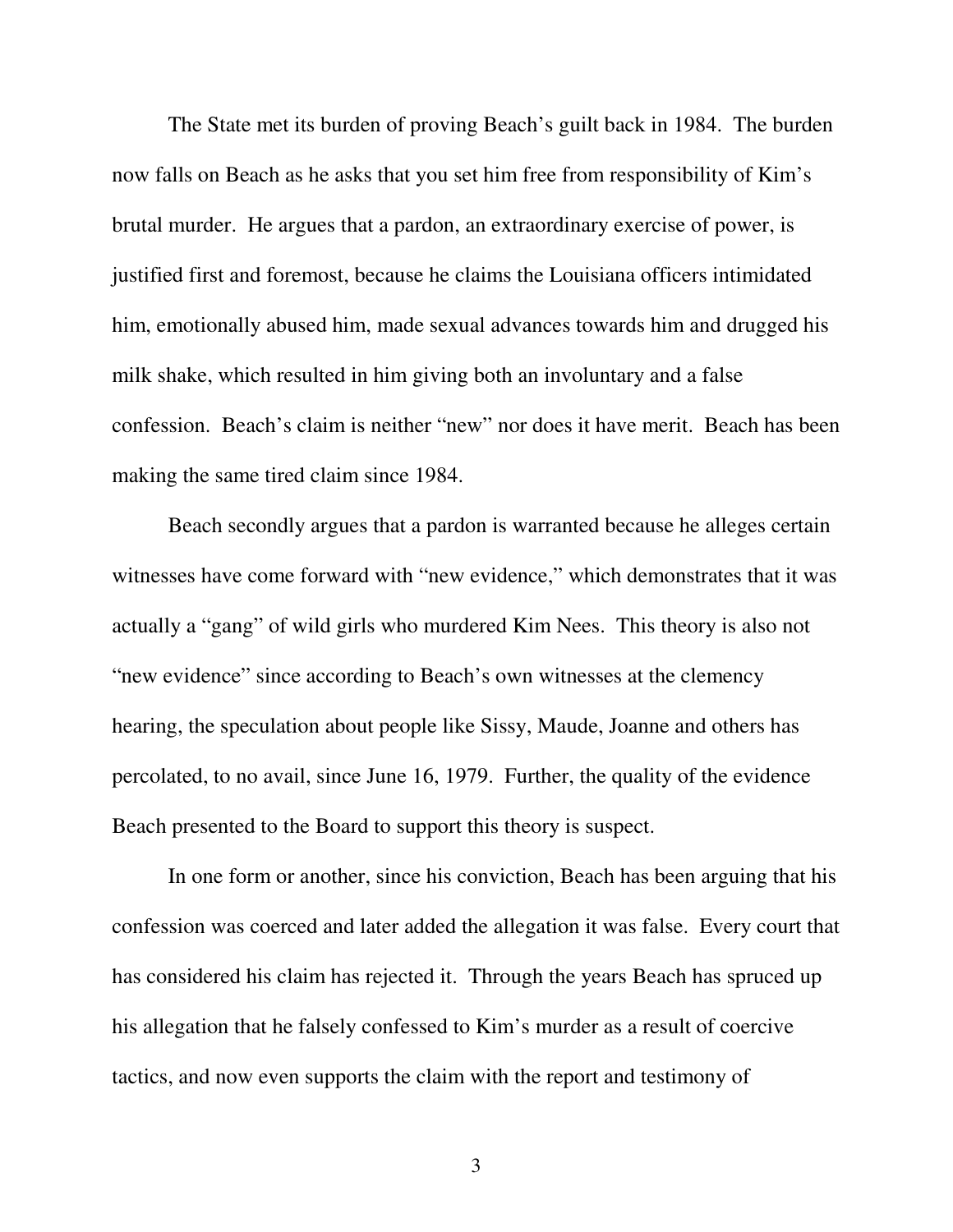The State met its burden of proving Beach's guilt back in 1984. The burden now falls on Beach as he asks that you set him free from responsibility of Kim's brutal murder. He argues that a pardon, an extraordinary exercise of power, is justified first and foremost, because he claims the Louisiana officers intimidated him, emotionally abused him, made sexual advances towards him and drugged his milk shake, which resulted in him giving both an involuntary and a false confession. Beach's claim is neither "new" nor does it have merit. Beach has been making the same tired claim since 1984.

Beach secondly argues that a pardon is warranted because he alleges certain witnesses have come forward with "new evidence," which demonstrates that it was actually a "gang" of wild girls who murdered Kim Nees. This theory is also not "new evidence" since according to Beach's own witnesses at the clemency hearing, the speculation about people like Sissy, Maude, Joanne and others has percolated, to no avail, since June 16, 1979. Further, the quality of the evidence Beach presented to the Board to support this theory is suspect.

In one form or another, since his conviction, Beach has been arguing that his confession was coerced and later added the allegation it was false. Every court that has considered his claim has rejected it. Through the years Beach has spruced up his allegation that he falsely confessed to Kim's murder as a result of coercive tactics, and now even supports the claim with the report and testimony of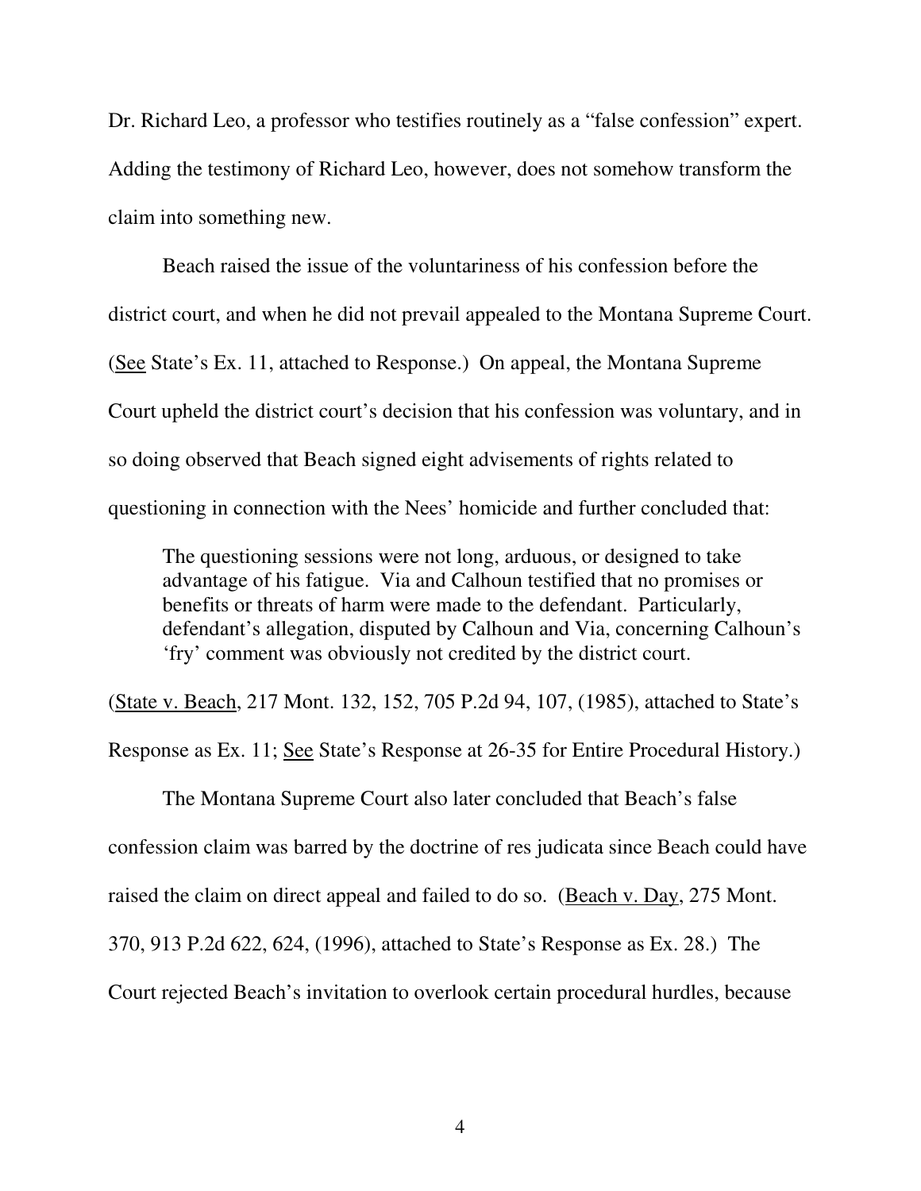Dr. Richard Leo, a professor who testifies routinely as a "false confession" expert. Adding the testimony of Richard Leo, however, does not somehow transform the claim into something new.

Beach raised the issue of the voluntariness of his confession before the district court, and when he did not prevail appealed to the Montana Supreme Court. (See State's Ex. 11, attached to Response.) On appeal, the Montana Supreme Court upheld the district court's decision that his confession was voluntary, and in so doing observed that Beach signed eight advisements of rights related to questioning in connection with the Nees' homicide and further concluded that:

> The questioning sessions were not long, arduous, or designed to take advantage of his fatigue. Via and Calhoun testified that no promises or benefits or threats of harm were made to the defendant. Particularly, defendant's allegation, disputed by Calhoun and Via, concerning Calhoun's 'fry' comment was obviously not credited by the district court.

(State v. Beach, 217 Mont. 132, 152, 705 P.2d 94, 107, (1985), attached to State's Response as Ex. 11; See State's Response at 26-35 for Entire Procedural History.)

The Montana Supreme Court also later concluded that Beach's false confession claim was barred by the doctrine of res judicata since Beach could have raised the claim on direct appeal and failed to do so. (Beach v. Day, 275 Mont. 370, 913 P.2d 622, 624, (1996), attached to State's Response as Ex. 28.) The Court rejected Beach's invitation to overlook certain procedural hurdles, because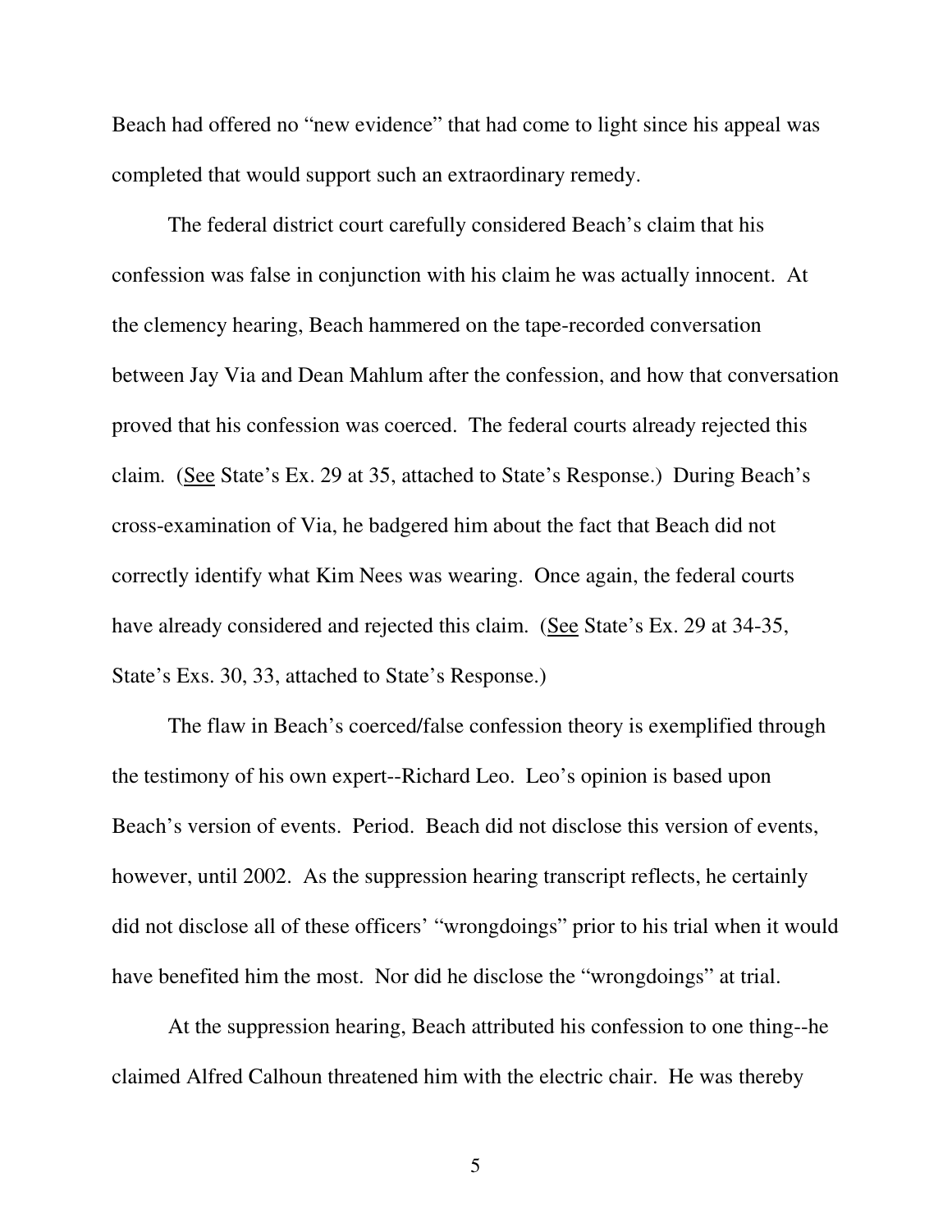Beach had offered no "new evidence" that had come to light since his appeal was completed that would support such an extraordinary remedy.

The federal district court carefully considered Beach's claim that his confession was false in conjunction with his claim he was actually innocent. At the clemency hearing, Beach hammered on the tape-recorded conversation between Jay Via and Dean Mahlum after the confession, and how that conversation proved that his confession was coerced. The federal courts already rejected this claim. (See State's Ex. 29 at 35, attached to State's Response.) During Beach's cross-examination of Via, he badgered him about the fact that Beach did not correctly identify what Kim Nees was wearing. Once again, the federal courts have already considered and rejected this claim. (See State's Ex. 29 at 34-35, State's Exs. 30, 33, attached to State's Response.)

The flaw in Beach's coerced/false confession theory is exemplified through the testimony of his own expert--Richard Leo. Leo's opinion is based upon Beach's version of events. Period. Beach did not disclose this version of events, however, until 2002. As the suppression hearing transcript reflects, he certainly did not disclose all of these officers' "wrongdoings" prior to his trial when it would have benefited him the most. Nor did he disclose the "wrongdoings" at trial.

At the suppression hearing, Beach attributed his confession to one thing--he claimed Alfred Calhoun threatened him with the electric chair. He was thereby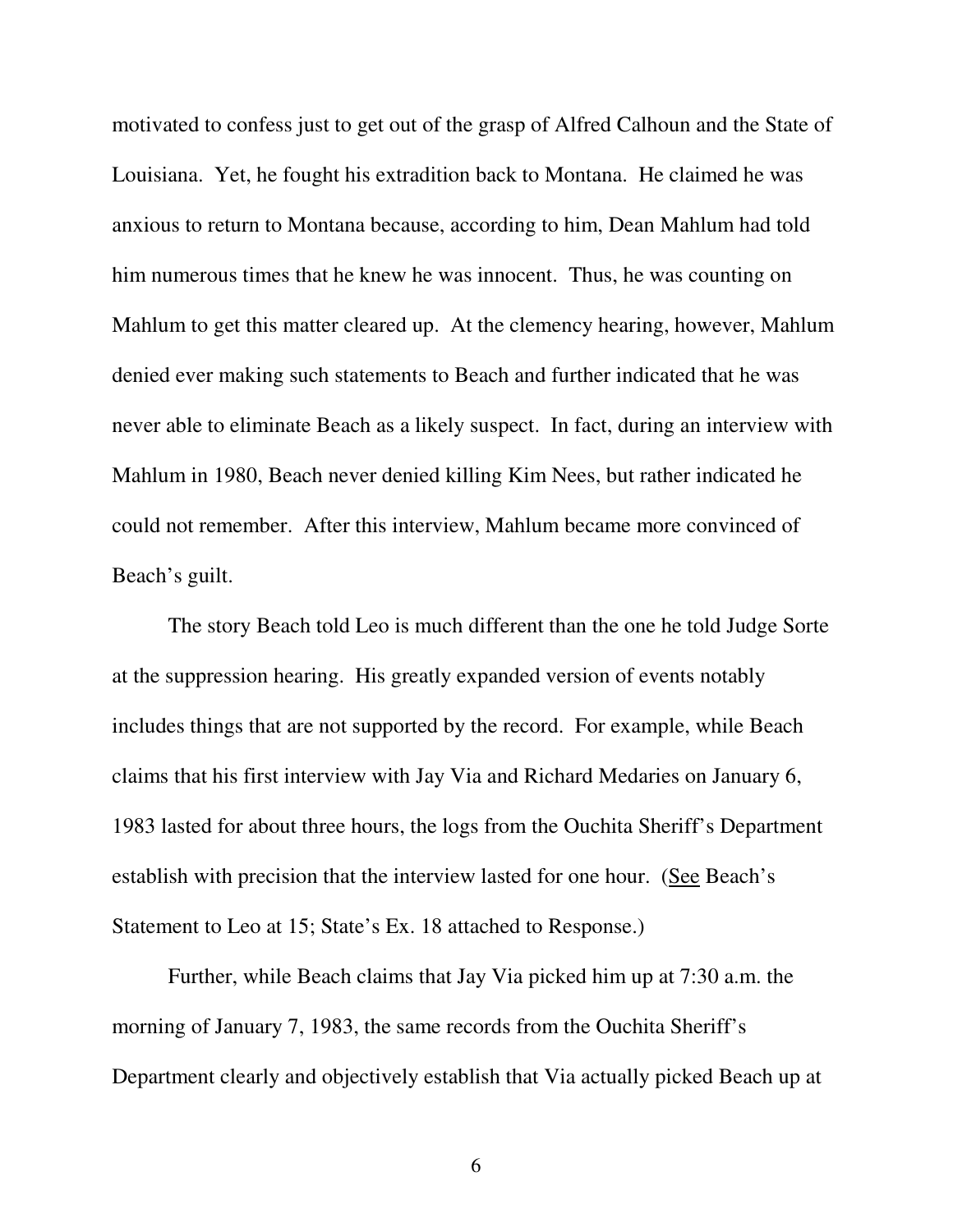motivated to confess just to get out of the grasp of Alfred Calhoun and the State of Louisiana. Yet, he fought his extradition back to Montana. He claimed he was anxious to return to Montana because, according to him, Dean Mahlum had told him numerous times that he knew he was innocent. Thus, he was counting on Mahlum to get this matter cleared up. At the clemency hearing, however, Mahlum denied ever making such statements to Beach and further indicated that he was never able to eliminate Beach as a likely suspect. In fact, during an interview with Mahlum in 1980, Beach never denied killing Kim Nees, but rather indicated he could not remember. After this interview, Mahlum became more convinced of Beach's guilt.

The story Beach told Leo is much different than the one he told Judge Sorte at the suppression hearing. His greatly expanded version of events notably includes things that are not supported by the record. For example, while Beach claims that his first interview with Jay Via and Richard Medaries on January 6, 1983 lasted for about three hours, the logs from the Ouchita Sheriff's Department establish with precision that the interview lasted for one hour. (See Beach's Statement to Leo at 15; State's Ex. 18 attached to Response.)

Further, while Beach claims that Jay Via picked him up at 7:30 a.m. the morning of January 7, 1983, the same records from the Ouchita Sheriff's Department clearly and objectively establish that Via actually picked Beach up at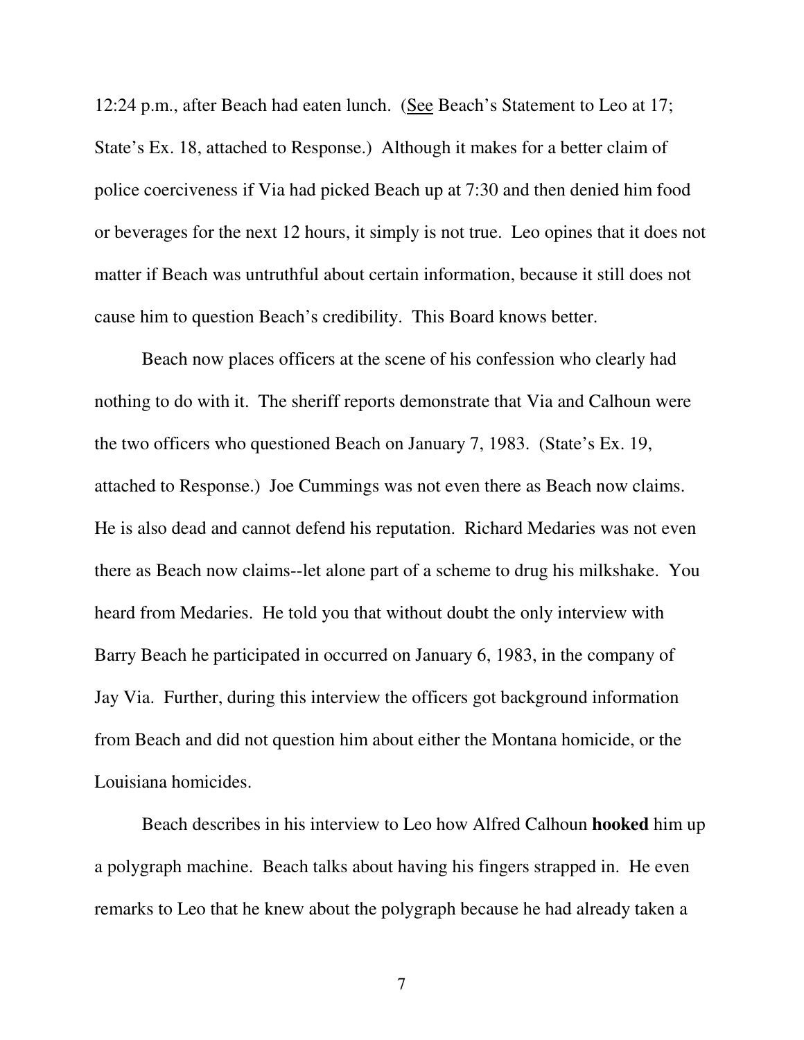12:24 p.m., after Beach had eaten lunch. (See Beach's Statement to Leo at 17; State's Ex. 18, attached to Response.) Although it makes for a better claim of police coerciveness if Via had picked Beach up at 7:30 and then denied him food or beverages for the next 12 hours, it simply is not true. Leo opines that it does not matter if Beach was untruthful about certain information, because it still does not cause him to question Beach's credibility. This Board knows better.

Beach now places officers at the scene of his confession who clearly had nothing to do with it. The sheriff reports demonstrate that Via and Calhoun were the two officers who questioned Beach on January 7, 1983. (State's Ex. 19, attached to Response.) Joe Cummings was not even there as Beach now claims. He is also dead and cannot defend his reputation. Richard Medaries was not even there as Beach now claims--let alone part of a scheme to drug his milkshake. You heard from Medaries. He told you that without doubt the only interview with Barry Beach he participated in occurred on January 6, 1983, in the company of Jay Via. Further, during this interview the officers got background information from Beach and did not question him about either the Montana homicide, or the Louisiana homicides.

Beach describes in his interview to Leo how Alfred Calhoun **hooked** him up a polygraph machine. Beach talks about having his fingers strapped in. He even remarks to Leo that he knew about the polygraph because he had already taken a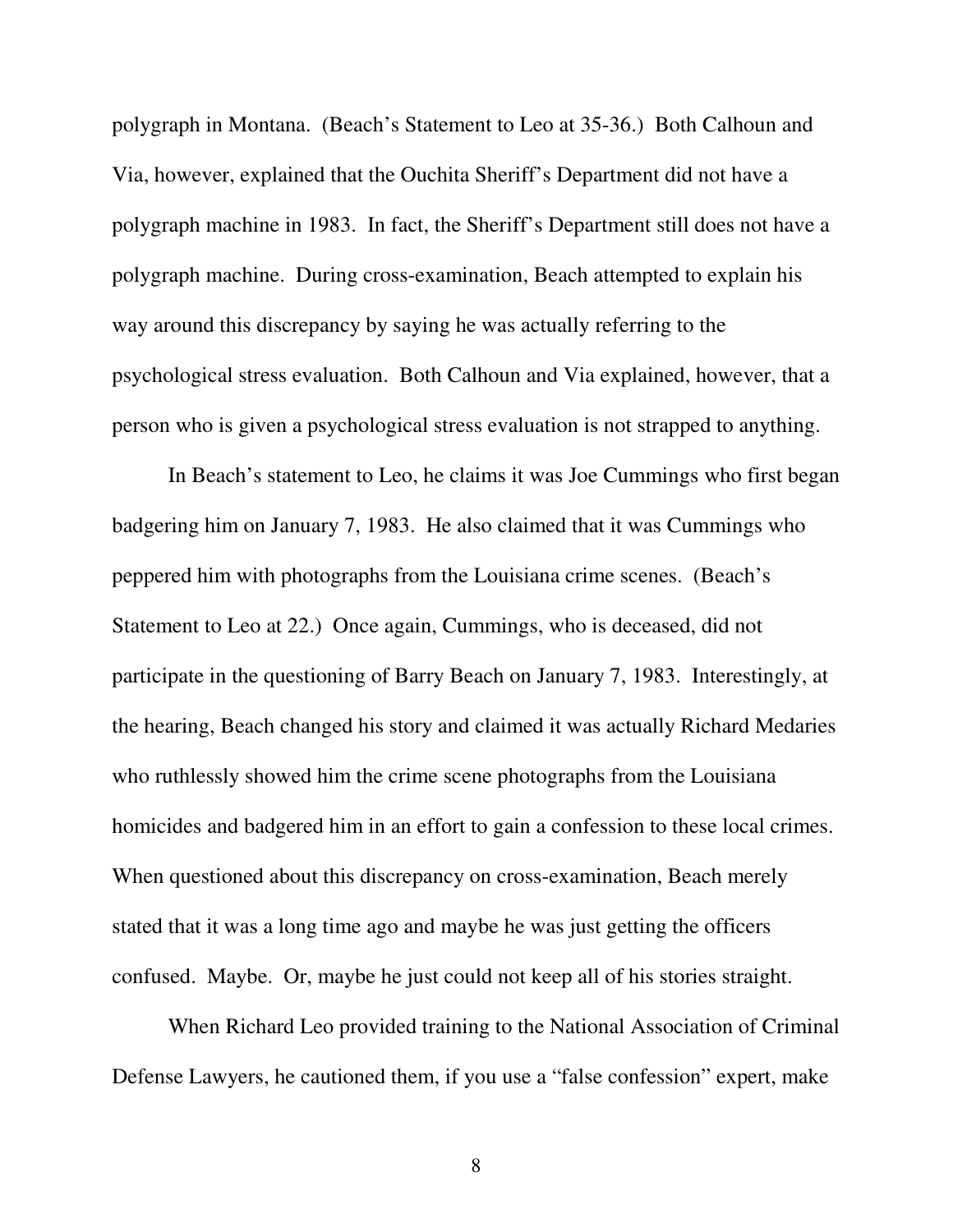polygraph in Montana. (Beach's Statement to Leo at 35-36.) Both Calhoun and Via, however, explained that the Ouchita Sheriff's Department did not have a polygraph machine in 1983. In fact, the Sheriff's Department still does not have a polygraph machine. During cross-examination, Beach attempted to explain his way around this discrepancy by saying he was actually referring to the psychological stress evaluation. Both Calhoun and Via explained, however, that a person who is given a psychological stress evaluation is not strapped to anything.

In Beach's statement to Leo, he claims it was Joe Cummings who first began badgering him on January 7, 1983. He also claimed that it was Cummings who peppered him with photographs from the Louisiana crime scenes. (Beach's Statement to Leo at 22.) Once again, Cummings, who is deceased, did not participate in the questioning of Barry Beach on January 7, 1983. Interestingly, at the hearing, Beach changed his story and claimed it was actually Richard Medaries who ruthlessly showed him the crime scene photographs from the Louisiana homicides and badgered him in an effort to gain a confession to these local crimes. When questioned about this discrepancy on cross-examination, Beach merely stated that it was a long time ago and maybe he was just getting the officers confused. Maybe. Or, maybe he just could not keep all of his stories straight.

When Richard Leo provided training to the National Association of Criminal Defense Lawyers, he cautioned them, if you use a "false confession" expert, make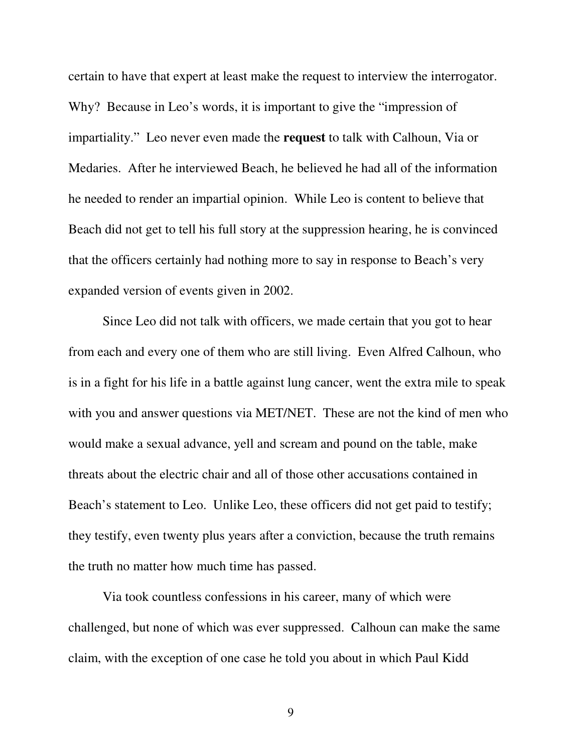certain to have that expert at least make the request to interview the interrogator. Why? Because in Leo's words, it is important to give the "impression of impartiality." Leo never even made the **request** to talk with Calhoun, Via or Medaries. After he interviewed Beach, he believed he had all of the information he needed to render an impartial opinion. While Leo is content to believe that Beach did not get to tell his full story at the suppression hearing, he is convinced that the officers certainly had nothing more to say in response to Beach's very expanded version of events given in 2002.

Since Leo did not talk with officers, we made certain that you got to hear from each and every one of them who are still living. Even Alfred Calhoun, who is in a fight for his life in a battle against lung cancer, went the extra mile to speak with you and answer questions via MET/NET. These are not the kind of men who would make a sexual advance, yell and scream and pound on the table, make threats about the electric chair and all of those other accusations contained in Beach's statement to Leo. Unlike Leo, these officers did not get paid to testify; they testify, even twenty plus years after a conviction, because the truth remains the truth no matter how much time has passed.

Via took countless confessions in his career, many of which were challenged, but none of which was ever suppressed. Calhoun can make the same claim, with the exception of one case he told you about in which Paul Kidd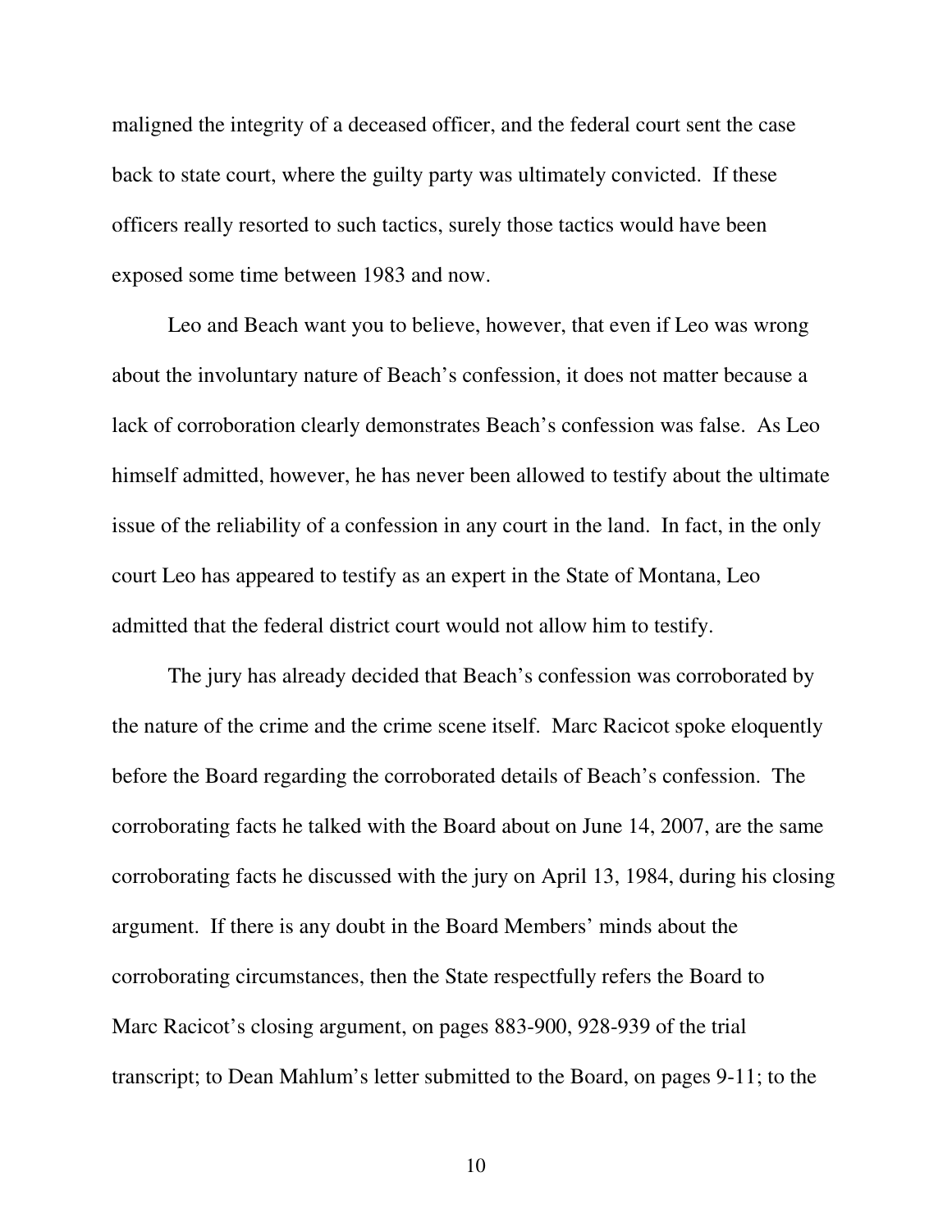maligned the integrity of a deceased officer, and the federal court sent the case back to state court, where the guilty party was ultimately convicted. If these officers really resorted to such tactics, surely those tactics would have been exposed some time between 1983 and now.

Leo and Beach want you to believe, however, that even if Leo was wrong about the involuntary nature of Beach's confession, it does not matter because a lack of corroboration clearly demonstrates Beach's confession was false. As Leo himself admitted, however, he has never been allowed to testify about the ultimate issue of the reliability of a confession in any court in the land. In fact, in the only court Leo has appeared to testify as an expert in the State of Montana, Leo admitted that the federal district court would not allow him to testify.

The jury has already decided that Beach's confession was corroborated by the nature of the crime and the crime scene itself. Marc Racicot spoke eloquently before the Board regarding the corroborated details of Beach's confession. The corroborating facts he talked with the Board about on June 14, 2007, are the same corroborating facts he discussed with the jury on April 13, 1984, during his closing argument. If there is any doubt in the Board Members' minds about the corroborating circumstances, then the State respectfully refers the Board to Marc Racicot's closing argument, on pages 883-900, 928-939 of the trial transcript; to Dean Mahlum's letter submitted to the Board, on pages 9-11; to the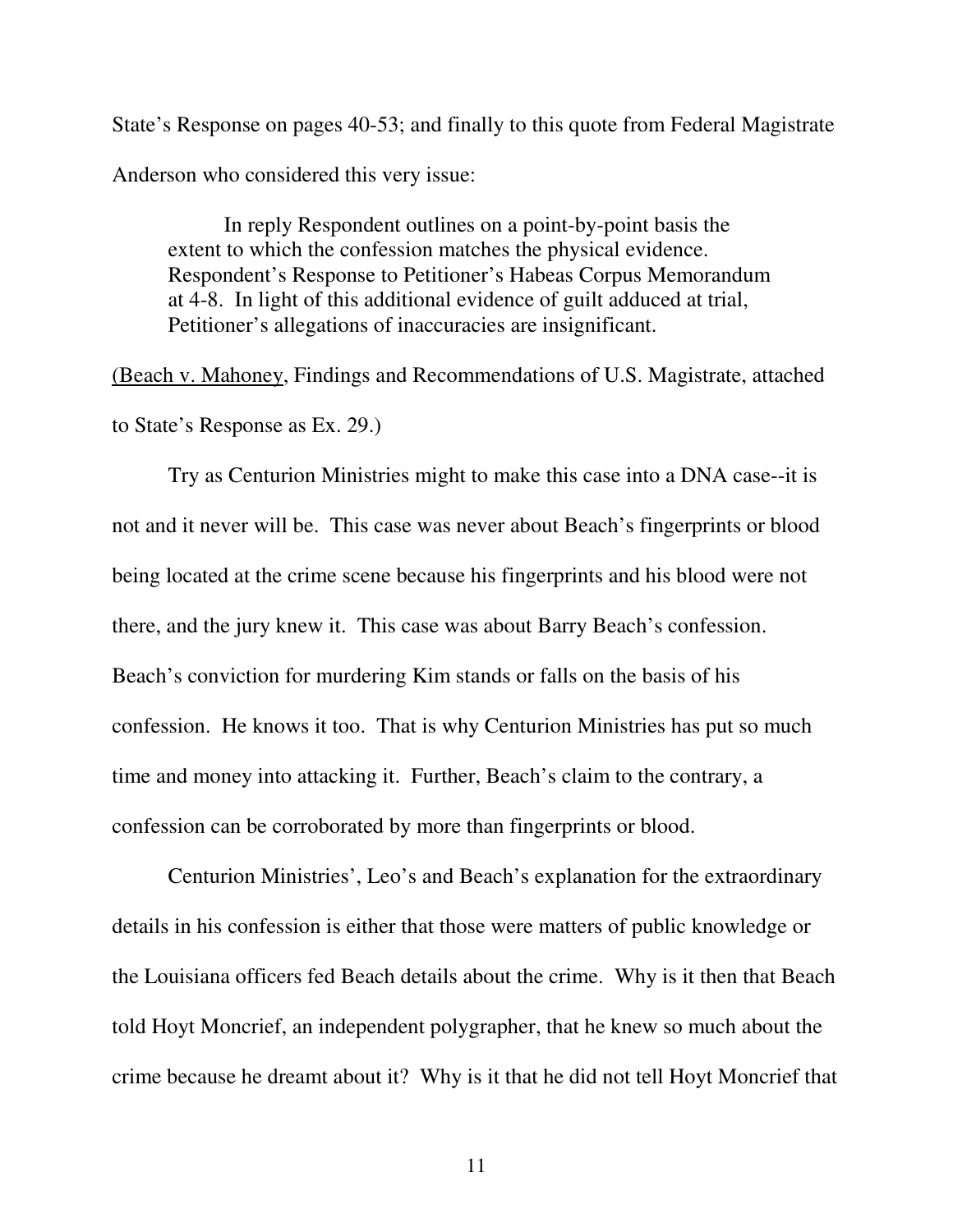State's Response on pages 40-53; and finally to this quote from Federal Magistrate Anderson who considered this very issue:

> In reply Respondent outlines on a point-by-point basis the extent to which the confession matches the physical evidence. Respondent's Response to Petitioner's Habeas Corpus Memorandum at 4-8. In light of this additional evidence of guilt adduced at trial, Petitioner's allegations of inaccuracies are insignificant.

(Beach v. Mahoney, Findings and Recommendations of U.S. Magistrate, attached to State's Response as Ex. 29.)

Try as Centurion Ministries might to make this case into a DNA case--it is not and it never will be. This case was never about Beach's fingerprints or blood being located at the crime scene because his fingerprints and his blood were not there, and the jury knew it. This case was about Barry Beach's confession. Beach's conviction for murdering Kim stands or falls on the basis of his confession. He knows it too. That is why Centurion Ministries has put so much time and money into attacking it. Further, Beach's claim to the contrary, a confession can be corroborated by more than fingerprints or blood.

Centurion Ministries', Leo's and Beach's explanation for the extraordinary details in his confession is either that those were matters of public knowledge or the Louisiana officers fed Beach details about the crime. Why is it then that Beach told Hoyt Moncrief, an independent polygrapher, that he knew so much about the crime because he dreamt about it? Why is it that he did not tell Hoyt Moncrief that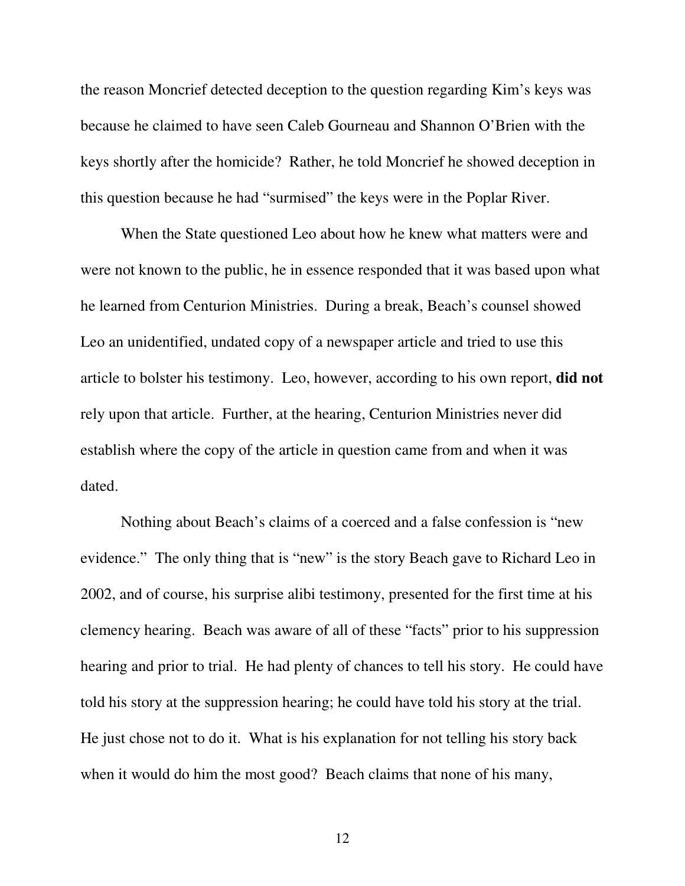the reason Moncrief detected deception to the question regarding Kim's keys was because he claimed to have seen Caleb Gourneau and Shannon O'Brien with the keys shortly after the homicide? Rather, he told Moncrief he showed deception in this question because he had "surmised" the keys were in the Poplar River.

When the State questioned Leo about how he knew what matters were and were not known to the public, he in essence responded that it was based upon what he learned from Centurion Ministries. During a break, Beach's counsel showed Leo an unidentified, undated copy of a newspaper article and tried to use this article to bolster his testimony. Leo, however, according to his own report, **did not** rely upon that article. Further, at the hearing, Centurion Ministries never did establish where the copy of the article in question came from and when it was dated.

Nothing about Beach's claims of a coerced and a false confession is "new evidence." The only thing that is "new" is the story Beach gave to Richard Leo in 2002, and of course, his surprise alibi testimony, presented for the first time at his clemency hearing. Beach was aware of all of these "facts" prior to his suppression hearing and prior to trial. He had plenty of chances to tell his story. He could have told his story at the suppression hearing; he could have told his story at the trial. He just chose not to do it. What is his explanation for not telling his story back when it would do him the most good? Beach claims that none of his many,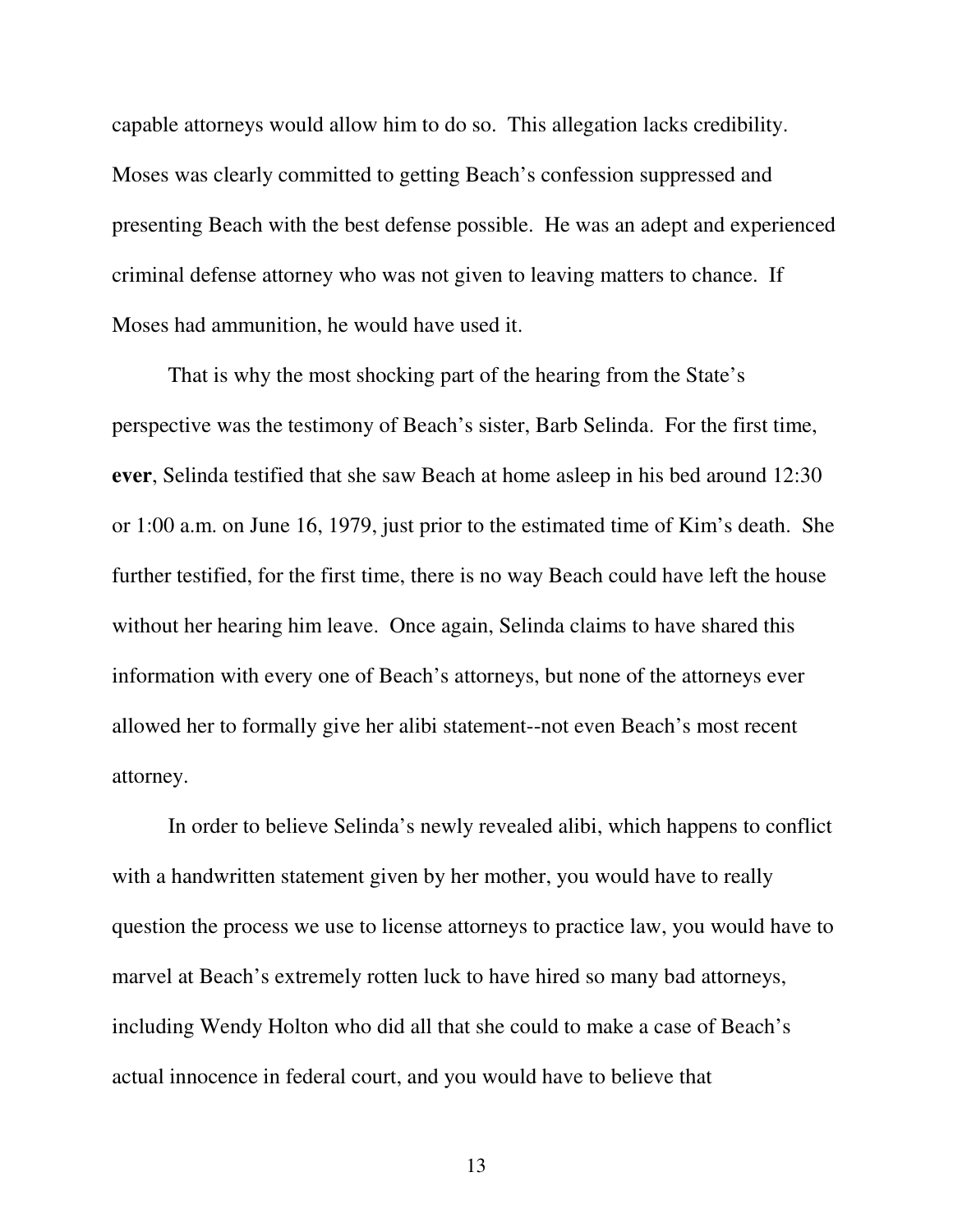capable attorneys would allow him to do so. This allegation lacks credibility. Moses was clearly committed to getting Beach's confession suppressed and presenting Beach with the best defense possible. He was an adept and experienced criminal defense attorney who was not given to leaving matters to chance. If Moses had ammunition, he would have used it.

That is why the most shocking part of the hearing from the State's perspective was the testimony of Beach's sister, Barb Selinda. For the first time, **ever**, Selinda testified that she saw Beach at home asleep in his bed around 12:30 or 1:00 a.m. on June 16, 1979, just prior to the estimated time of Kim's death. She further testified, for the first time, there is no way Beach could have left the house without her hearing him leave. Once again, Selinda claims to have shared this information with every one of Beach's attorneys, but none of the attorneys ever allowed her to formally give her alibi statement--not even Beach's most recent attorney.

In order to believe Selinda's newly revealed alibi, which happens to conflict with a handwritten statement given by her mother, you would have to really question the process we use to license attorneys to practice law, you would have to marvel at Beach's extremely rotten luck to have hired so many bad attorneys, including Wendy Holton who did all that she could to make a case of Beach's actual innocence in federal court, and you would have to believe that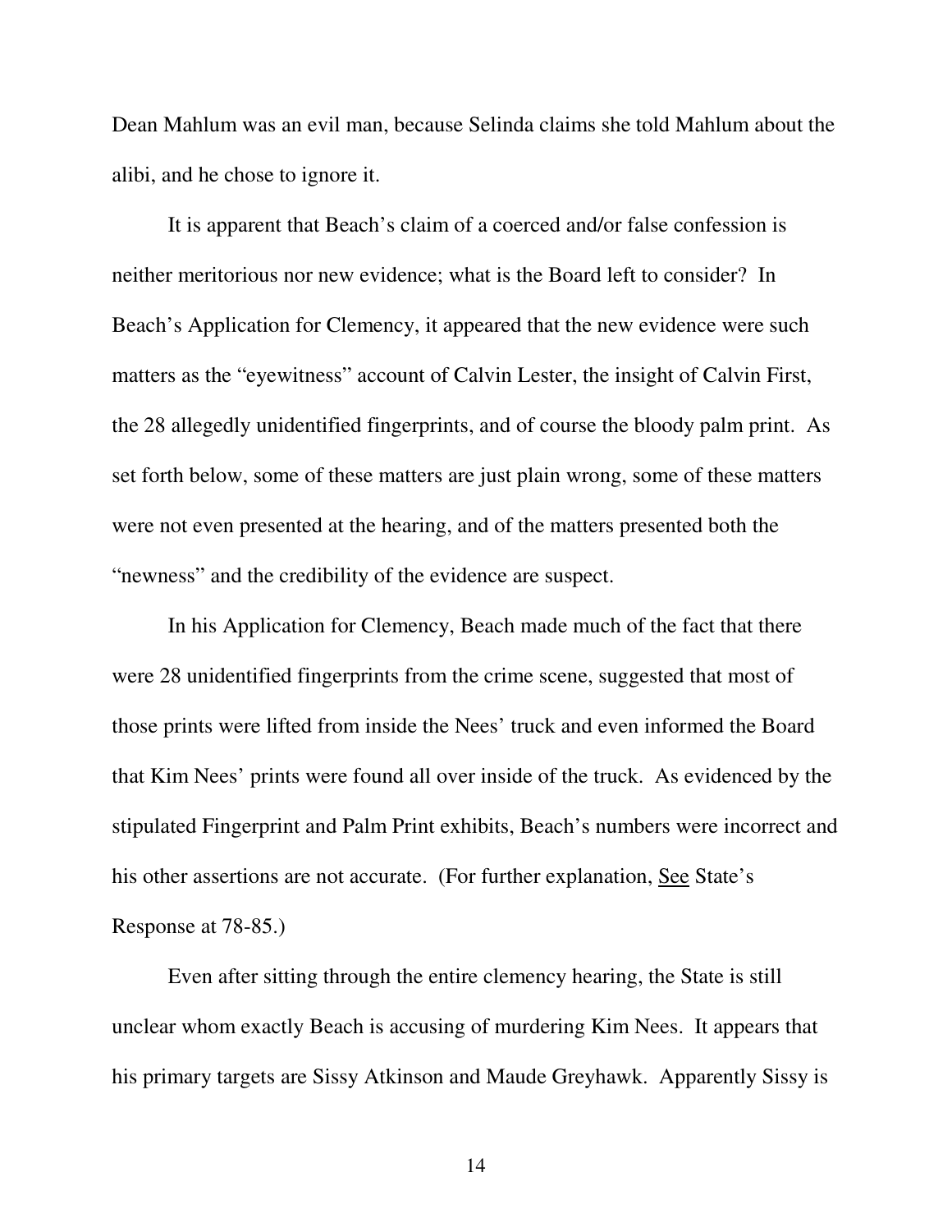Dean Mahlum was an evil man, because Selinda claims she told Mahlum about the alibi, and he chose to ignore it.

It is apparent that Beach's claim of a coerced and/or false confession is neither meritorious nor new evidence; what is the Board left to consider? In Beach's Application for Clemency, it appeared that the new evidence were such matters as the "eyewitness" account of Calvin Lester, the insight of Calvin First, the 28 allegedly unidentified fingerprints, and of course the bloody palm print. As set forth below, some of these matters are just plain wrong, some of these matters were not even presented at the hearing, and of the matters presented both the "newness" and the credibility of the evidence are suspect.

In his Application for Clemency, Beach made much of the fact that there were 28 unidentified fingerprints from the crime scene, suggested that most of those prints were lifted from inside the Nees' truck and even informed the Board that Kim Nees' prints were found all over inside of the truck. As evidenced by the stipulated Fingerprint and Palm Print exhibits, Beach's numbers were incorrect and his other assertions are not accurate. (For further explanation, See State's Response at 78-85.)

Even after sitting through the entire clemency hearing, the State is still unclear whom exactly Beach is accusing of murdering Kim Nees. It appears that his primary targets are Sissy Atkinson and Maude Greyhawk. Apparently Sissy is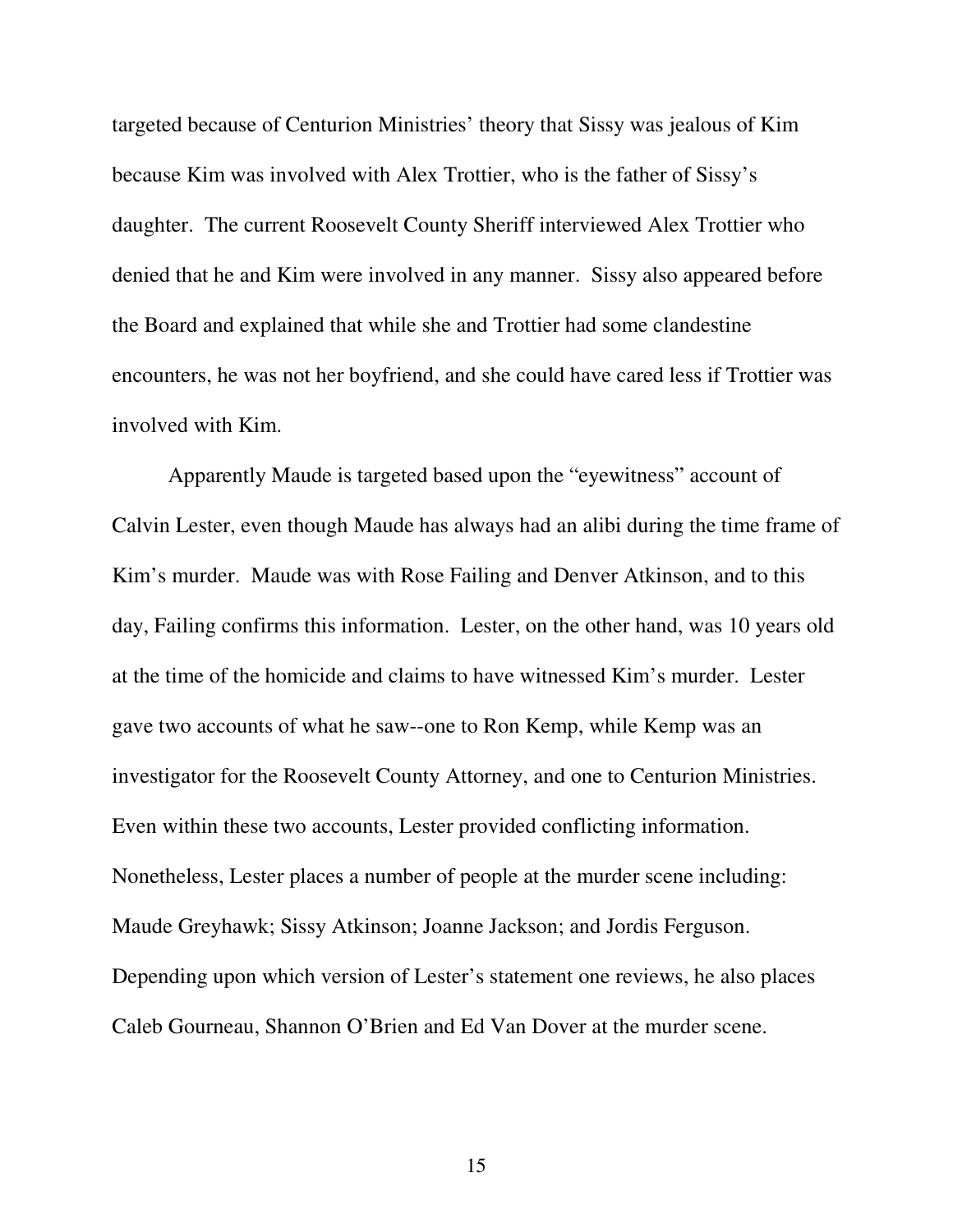targeted because of Centurion Ministries' theory that Sissy was jealous of Kim because Kim was involved with Alex Trottier, who is the father of Sissy's daughter. The current Roosevelt County Sheriff interviewed Alex Trottier who denied that he and Kim were involved in any manner. Sissy also appeared before the Board and explained that while she and Trottier had some clandestine encounters, he was not her boyfriend, and she could have cared less if Trottier was involved with Kim.

Apparently Maude is targeted based upon the "eyewitness" account of Calvin Lester, even though Maude has always had an alibi during the time frame of Kim's murder. Maude was with Rose Failing and Denver Atkinson, and to this day, Failing confirms this information. Lester, on the other hand, was 10 years old at the time of the homicide and claims to have witnessed Kim's murder. Lester gave two accounts of what he saw--one to Ron Kemp, while Kemp was an investigator for the Roosevelt County Attorney, and one to Centurion Ministries. Even within these two accounts, Lester provided conflicting information. Nonetheless, Lester places a number of people at the murder scene including: Maude Greyhawk; Sissy Atkinson; Joanne Jackson; and Jordis Ferguson. Depending upon which version of Lester's statement one reviews, he also places Caleb Gourneau, Shannon O'Brien and Ed Van Dover at the murder scene.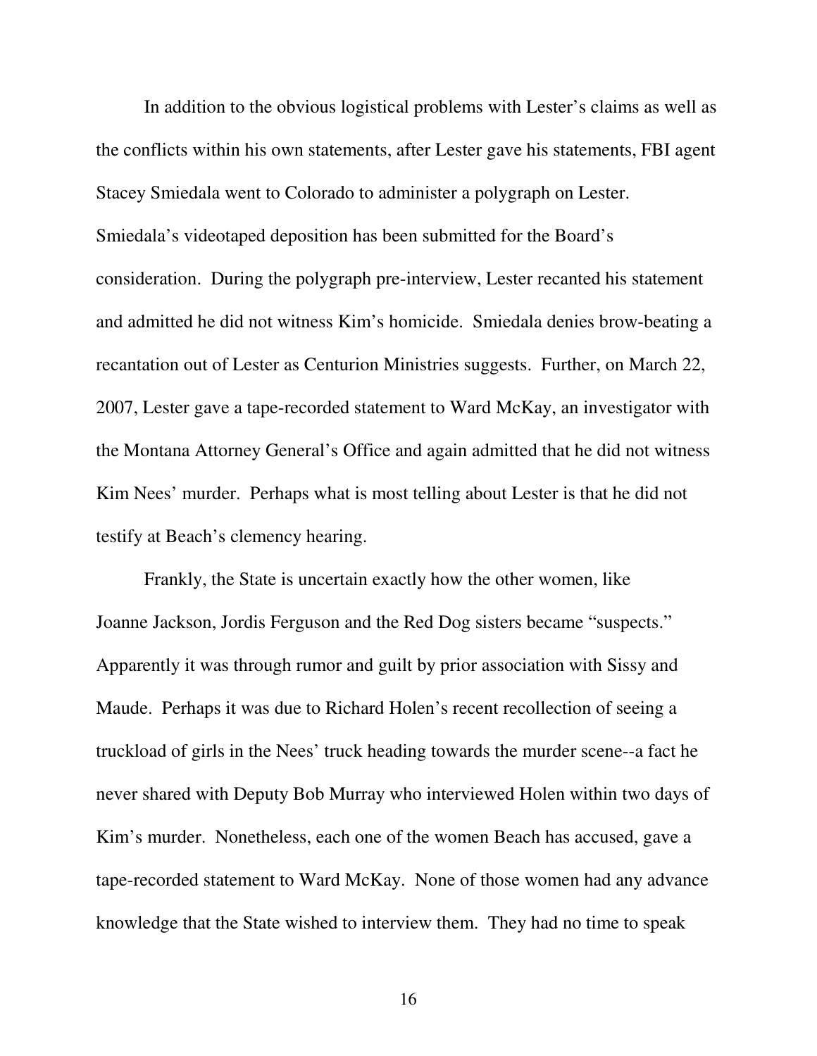In addition to the obvious logistical problems with Lester's claims as well as the conflicts within his own statements, after Lester gave his statements, FBI agent Stacey Smiedala went to Colorado to administer a polygraph on Lester. Smiedala's videotaped deposition has been submitted for the Board's consideration. During the polygraph pre-interview, Lester recanted his statement and admitted he did not witness Kim's homicide. Smiedala denies brow-beating a recantation out of Lester as Centurion Ministries suggests. Further, on March 22, 2007, Lester gave a tape-recorded statement to Ward McKay, an investigator with the Montana Attorney General's Office and again admitted that he did not witness Kim Nees' murder. Perhaps what is most telling about Lester is that he did not testify at Beach's clemency hearing.

Frankly, the State is uncertain exactly how the other women, like Joanne Jackson, Jordis Ferguson and the Red Dog sisters became "suspects." Apparently it was through rumor and guilt by prior association with Sissy and Maude. Perhaps it was due to Richard Holen's recent recollection of seeing a truckload of girls in the Nees' truck heading towards the murder scene--a fact he never shared with Deputy Bob Murray who interviewed Holen within two days of Kim's murder. Nonetheless, each one of the women Beach has accused, gave a tape-recorded statement to Ward McKay. None of those women had any advance knowledge that the State wished to interview them. They had no time to speak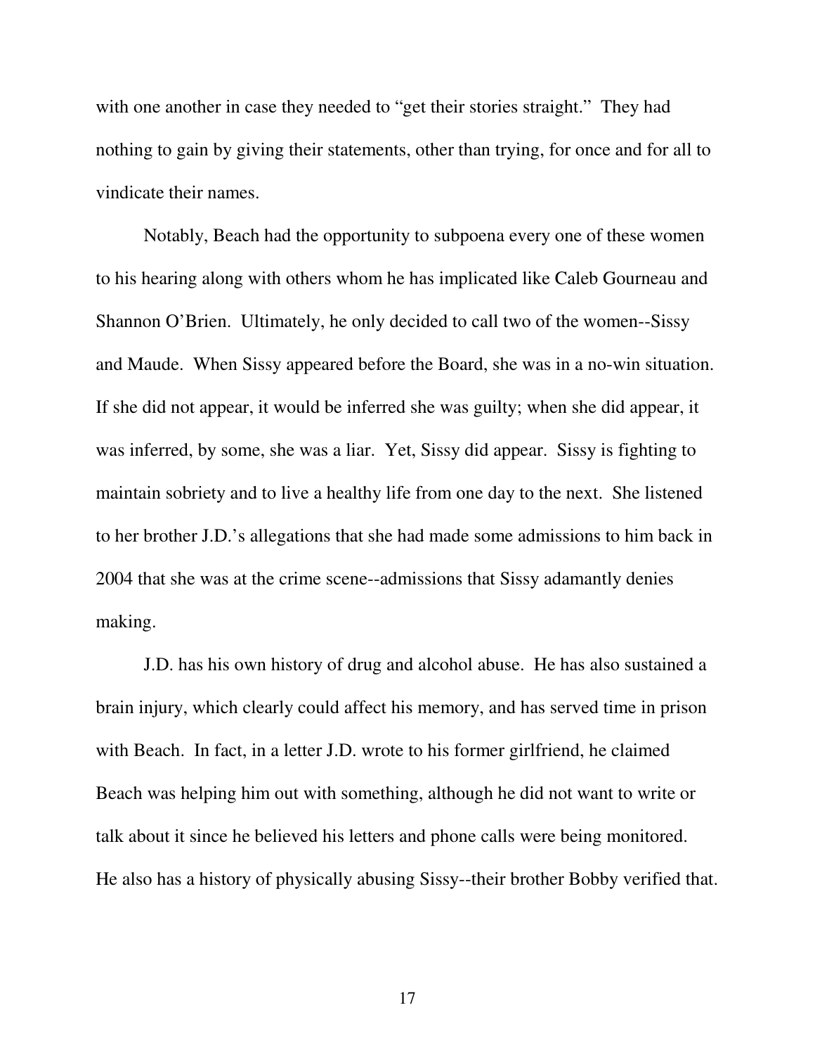with one another in case they needed to "get their stories straight." They had nothing to gain by giving their statements, other than trying, for once and for all to vindicate their names.

Notably, Beach had the opportunity to subpoena every one of these women to his hearing along with others whom he has implicated like Caleb Gourneau and Shannon O'Brien. Ultimately, he only decided to call two of the women--Sissy and Maude. When Sissy appeared before the Board, she was in a no-win situation. If she did not appear, it would be inferred she was guilty; when she did appear, it was inferred, by some, she was a liar. Yet, Sissy did appear. Sissy is fighting to maintain sobriety and to live a healthy life from one day to the next. She listened to her brother J.D.'s allegations that she had made some admissions to him back in 2004 that she was at the crime scene--admissions that Sissy adamantly denies making.

J.D. has his own history of drug and alcohol abuse. He has also sustained a brain injury, which clearly could affect his memory, and has served time in prison with Beach. In fact, in a letter J.D. wrote to his former girlfriend, he claimed Beach was helping him out with something, although he did not want to write or talk about it since he believed his letters and phone calls were being monitored. He also has a history of physically abusing Sissy--their brother Bobby verified that.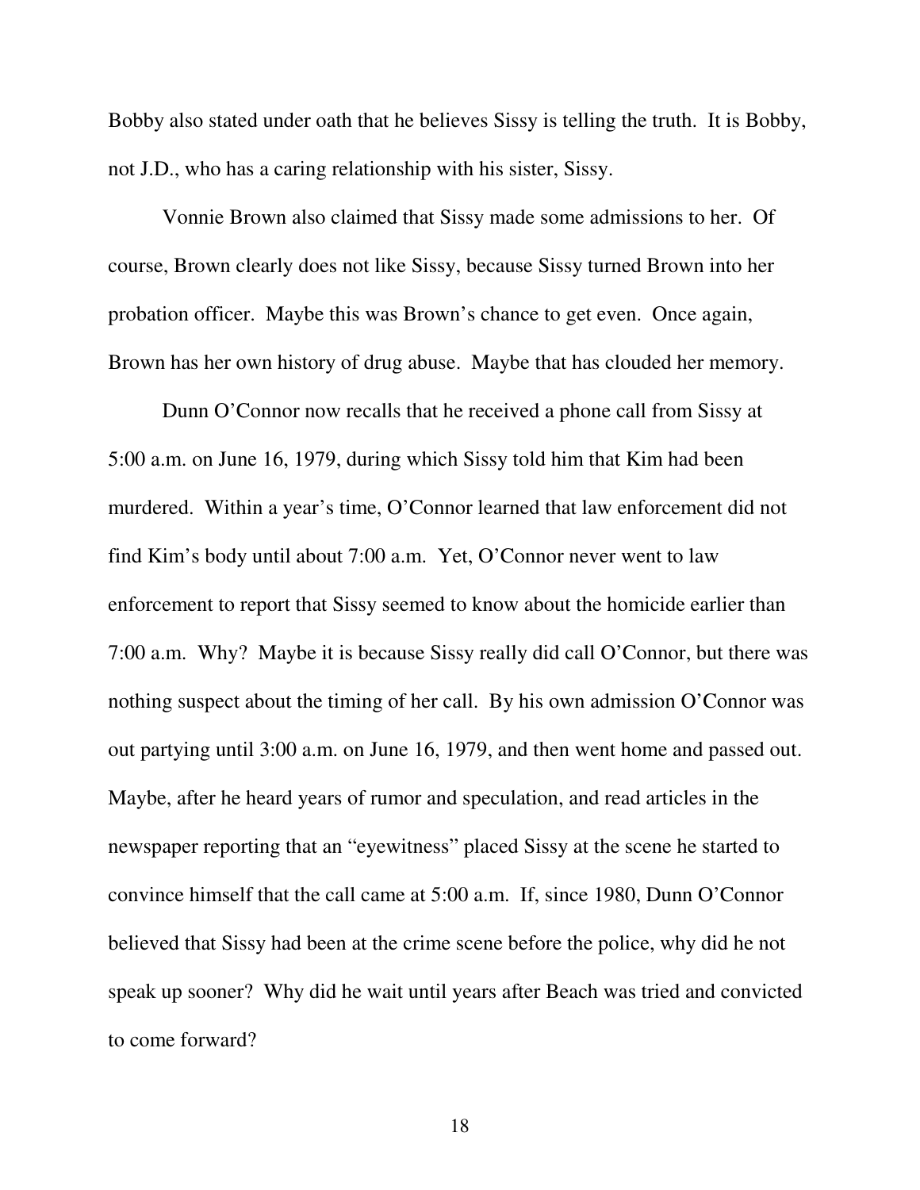Bobby also stated under oath that he believes Sissy is telling the truth. It is Bobby, not J.D., who has a caring relationship with his sister, Sissy.

Vonnie Brown also claimed that Sissy made some admissions to her. Of course, Brown clearly does not like Sissy, because Sissy turned Brown into her probation officer. Maybe this was Brown's chance to get even. Once again, Brown has her own history of drug abuse. Maybe that has clouded her memory.

Dunn O'Connor now recalls that he received a phone call from Sissy at 5:00 a.m. on June 16, 1979, during which Sissy told him that Kim had been murdered. Within a year's time, O'Connor learned that law enforcement did not find Kim's body until about 7:00 a.m. Yet, O'Connor never went to law enforcement to report that Sissy seemed to know about the homicide earlier than 7:00 a.m. Why? Maybe it is because Sissy really did call O'Connor, but there was nothing suspect about the timing of her call. By his own admission O'Connor was out partying until 3:00 a.m. on June 16, 1979, and then went home and passed out. Maybe, after he heard years of rumor and speculation, and read articles in the newspaper reporting that an "eyewitness" placed Sissy at the scene he started to convince himself that the call came at 5:00 a.m. If, since 1980, Dunn O'Connor believed that Sissy had been at the crime scene before the police, why did he not speak up sooner? Why did he wait until years after Beach was tried and convicted to come forward?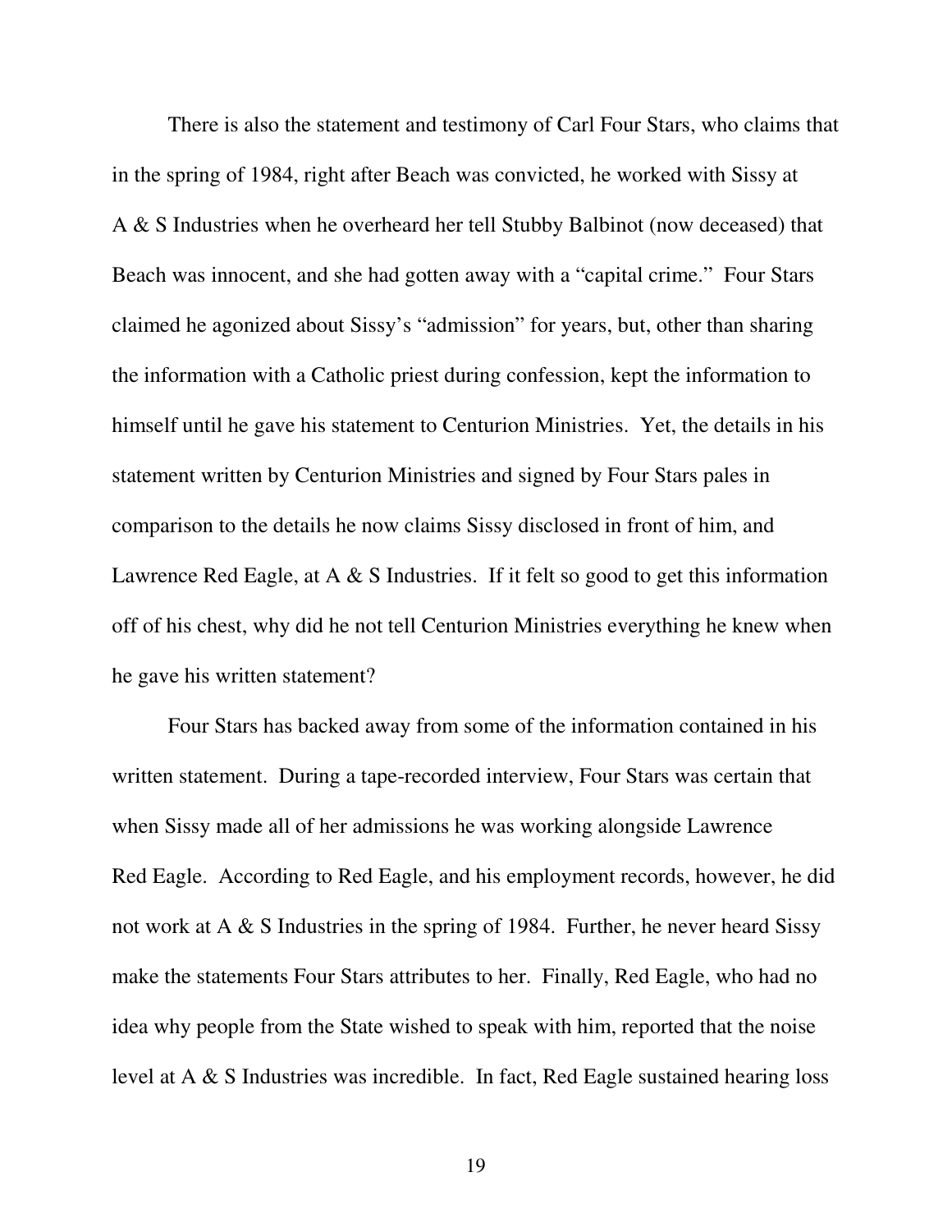There is also the statement and testimony of Carl Four Stars, who claims that in the spring of 1984, right after Beach was convicted, he worked with Sissy at A & S Industries when he overheard her tell Stubby Balbinot (now deceased) that Beach was innocent, and she had gotten away with a "capital crime." Four Stars claimed he agonized about Sissy's "admission" for years, but, other than sharing the information with a Catholic priest during confession, kept the information to himself until he gave his statement to Centurion Ministries. Yet, the details in his statement written by Centurion Ministries and signed by Four Stars pales in comparison to the details he now claims Sissy disclosed in front of him, and Lawrence Red Eagle, at A & S Industries. If it felt so good to get this information off of his chest, why did he not tell Centurion Ministries everything he knew when he gave his written statement?

Four Stars has backed away from some of the information contained in his written statement. During a tape-recorded interview, Four Stars was certain that when Sissy made all of her admissions he was working alongside Lawrence Red Eagle. According to Red Eagle, and his employment records, however, he did not work at A & S Industries in the spring of 1984. Further, he never heard Sissy make the statements Four Stars attributes to her. Finally, Red Eagle, who had no idea why people from the State wished to speak with him, reported that the noise level at A & S Industries was incredible. In fact, Red Eagle sustained hearing loss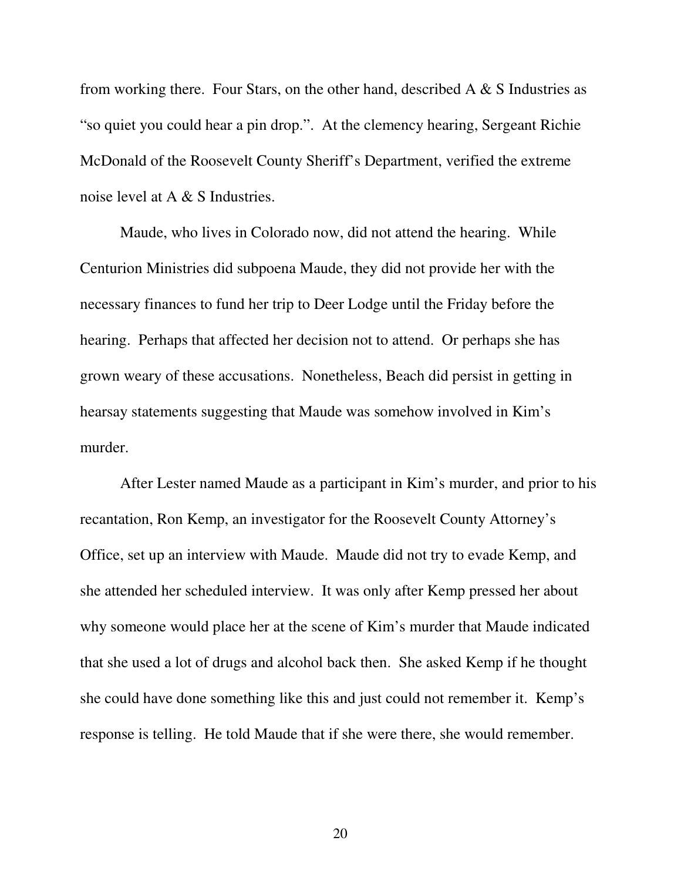from working there. Four Stars, on the other hand, described A & S Industries as "so quiet you could hear a pin drop.". At the clemency hearing, Sergeant Richie McDonald of the Roosevelt County Sheriff's Department, verified the extreme noise level at A & S Industries.

Maude, who lives in Colorado now, did not attend the hearing. While Centurion Ministries did subpoena Maude, they did not provide her with the necessary finances to fund her trip to Deer Lodge until the Friday before the hearing. Perhaps that affected her decision not to attend. Or perhaps she has grown weary of these accusations. Nonetheless, Beach did persist in getting in hearsay statements suggesting that Maude was somehow involved in Kim's murder.

After Lester named Maude as a participant in Kim's murder, and prior to his recantation, Ron Kemp, an investigator for the Roosevelt County Attorney's Office, set up an interview with Maude. Maude did not try to evade Kemp, and she attended her scheduled interview. It was only after Kemp pressed her about why someone would place her at the scene of Kim's murder that Maude indicated that she used a lot of drugs and alcohol back then. She asked Kemp if he thought she could have done something like this and just could not remember it. Kemp's response is telling. He told Maude that if she were there, she would remember.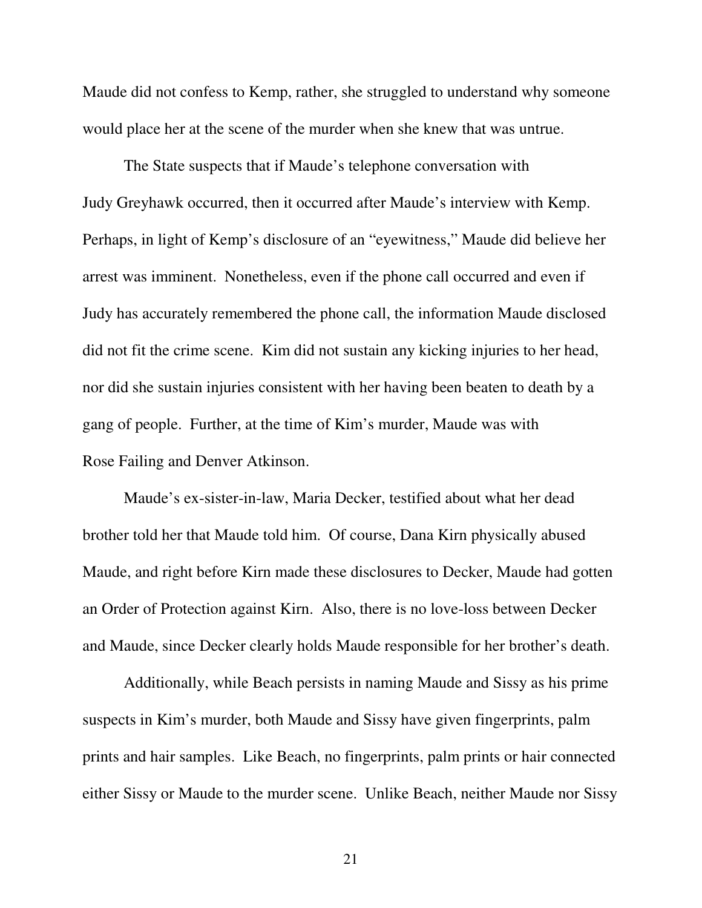Maude did not confess to Kemp, rather, she struggled to understand why someone would place her at the scene of the murder when she knew that was untrue.

The State suspects that if Maude's telephone conversation with Judy Greyhawk occurred, then it occurred after Maude's interview with Kemp. Perhaps, in light of Kemp's disclosure of an "eyewitness," Maude did believe her arrest was imminent. Nonetheless, even if the phone call occurred and even if Judy has accurately remembered the phone call, the information Maude disclosed did not fit the crime scene. Kim did not sustain any kicking injuries to her head, nor did she sustain injuries consistent with her having been beaten to death by a gang of people. Further, at the time of Kim's murder, Maude was with Rose Failing and Denver Atkinson.

Maude's ex-sister-in-law, Maria Decker, testified about what her dead brother told her that Maude told him. Of course, Dana Kirn physically abused Maude, and right before Kirn made these disclosures to Decker, Maude had gotten an Order of Protection against Kirn. Also, there is no love-loss between Decker and Maude, since Decker clearly holds Maude responsible for her brother's death.

Additionally, while Beach persists in naming Maude and Sissy as his prime suspects in Kim's murder, both Maude and Sissy have given fingerprints, palm prints and hair samples. Like Beach, no fingerprints, palm prints or hair connected either Sissy or Maude to the murder scene. Unlike Beach, neither Maude nor Sissy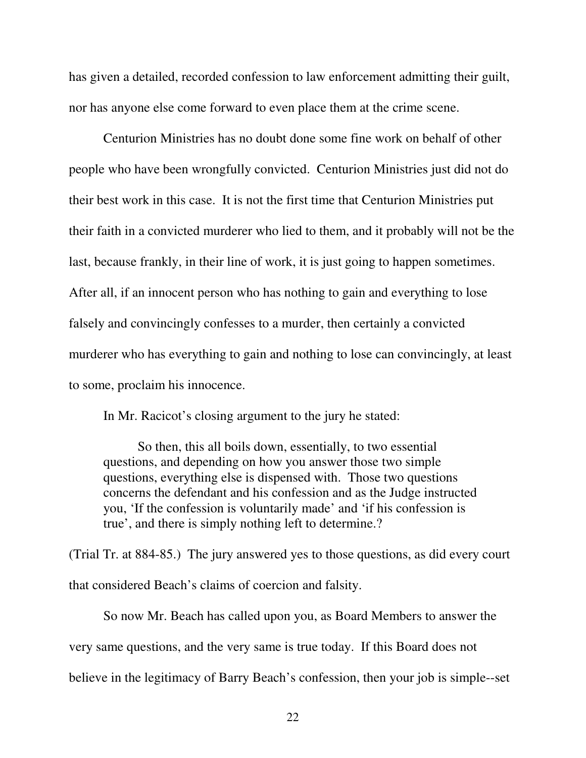has given a detailed, recorded confession to law enforcement admitting their guilt, nor has anyone else come forward to even place them at the crime scene.

Centurion Ministries has no doubt done some fine work on behalf of other people who have been wrongfully convicted. Centurion Ministries just did not do their best work in this case. It is not the first time that Centurion Ministries put their faith in a convicted murderer who lied to them, and it probably will not be the last, because frankly, in their line of work, it is just going to happen sometimes. After all, if an innocent person who has nothing to gain and everything to lose falsely and convincingly confesses to a murder, then certainly a convicted murderer who has everything to gain and nothing to lose can convincingly, at least to some, proclaim his innocence.

In Mr. Racicot's closing argument to the jury he stated:

> So then, this all boils down, essentially, to two essential questions, and depending on how you answer those two simple questions, everything else is dispensed with. Those two questions concerns the defendant and his confession and as the Judge instructed you, 'If the confession is voluntarily made' and 'if his confession is true', and there is simply nothing left to determine.?

(Trial Tr. at 884-85.) The jury answered yes to those questions, as did every court that considered Beach's claims of coercion and falsity.

So now Mr. Beach has called upon you, as Board Members to answer the very same questions, and the very same is true today. If this Board does not believe in the legitimacy of Barry Beach's confession, then your job is simple--set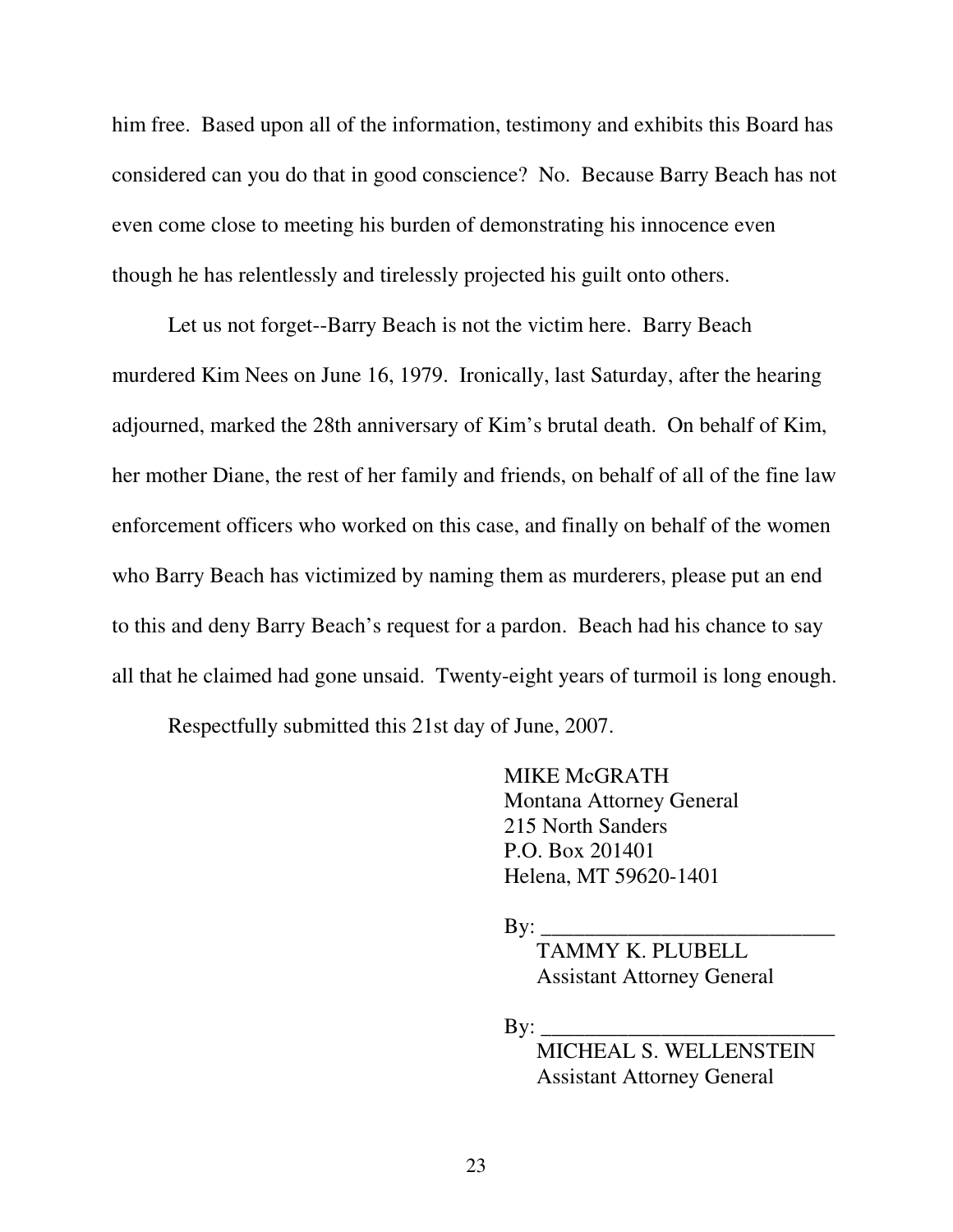him free. Based upon all of the information, testimony and exhibits this Board has considered can you do that in good conscience? No. Because Barry Beach has not even come close to meeting his burden of demonstrating his innocence even though he has relentlessly and tirelessly projected his guilt onto others.

Let us not forget--Barry Beach is not the victim here. Barry Beach murdered Kim Nees on June 16, 1979. Ironically, last Saturday, after the hearing adjourned, marked the 28th anniversary of Kim's brutal death. On behalf of Kim, her mother Diane, the rest of her family and friends, on behalf of all of the fine law enforcement officers who worked on this case, and finally on behalf of the women who Barry Beach has victimized by naming them as murderers, please put an end to this and deny Barry Beach's request for a pardon. Beach had his chance to say all that he claimed had gone unsaid. Twenty-eight years of turmoil is long enough.

Respectfully submitted this 21st day of June, 2007.

MIKE McGRATH
Montana Attorney General
215 North Sanders
P.O. Box 201401
Helena, MT 59620-1401

By: ___________________________
TAMMY K. PLUBELL
Assistant Attorney General

By: ___________________________
MICHEAL S. WELLENSTEIN
Assistant Attorney General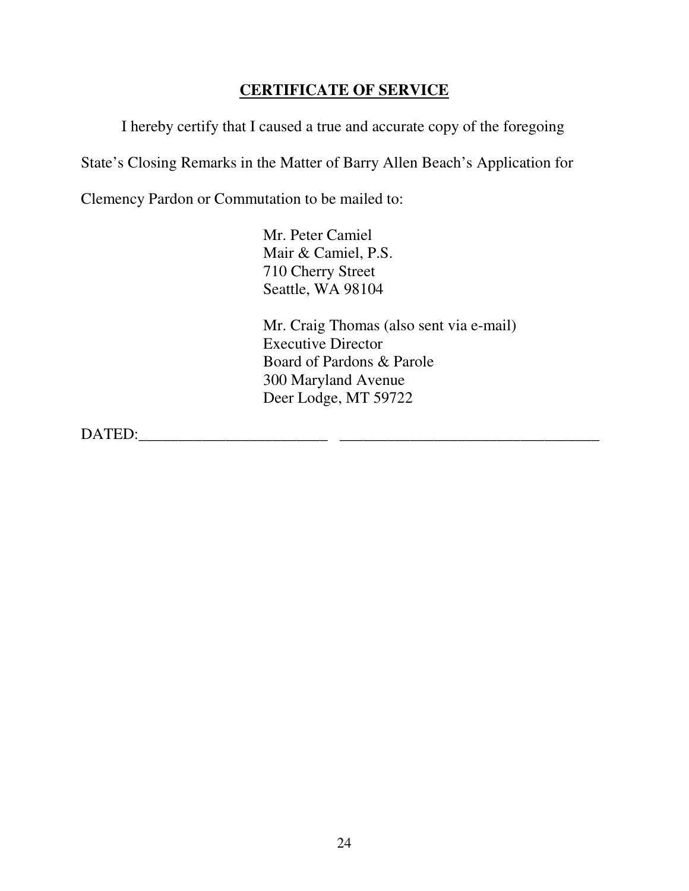## **CERTIFICATE OF SERVICE**

I hereby certify that I caused a true and accurate copy of the foregoing State's Closing Remarks in the Matter of Barry Allen Beach's Application for Clemency Pardon or Commutation to be mailed to:

Mr. Peter Camiel
Mair & Camiel, P.S.
710 Cherry Street
Seattle, WA 98104

Mr. Craig Thomas (also sent via e-mail)
Executive Director
Board of Pardons & Parole
300 Maryland Avenue
Deer Lodge, MT 59722

DATED:________________________ ________________________________